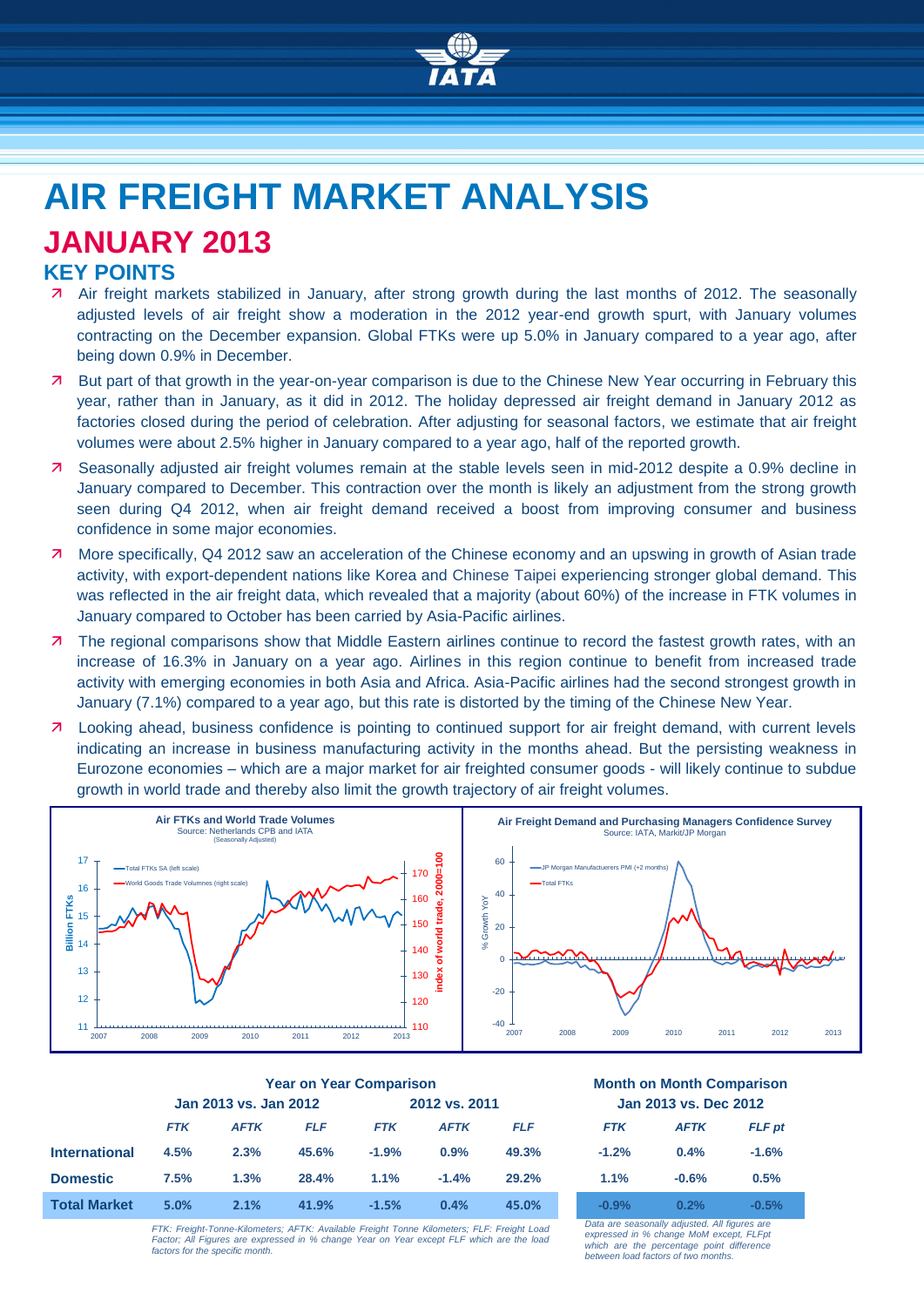# AIR FREIGHT MARKET ANALYSIS

## JANUARY 2013

### KEY POINTS

- Air freight markets stabilized in January, after strong growth during the last months of 2012. The seasonally adjusted levels of air freight show a moderation in the 2012 year-end growth spurt, with January volumes contracting on the December expansion. Global FTKs were up 5.0% in January compared to a year ago, after being down 0.9% in December.
- But part of that growth in the year-on-year comparison is due to the Chinese New Year occurring in February this year, rather than in January, as it did in 2012. The holiday depressed air freight demand in January 2012 as factories closed during the period of celebration. After adjusting for seasonal factors, we estimate that air freight volumes were about 2.5% higher in January compared to a year ago, half of the reported growth.
- Seasonally adjusted air freight volumes remain at the stable levels seen in mid-2012 despite a 0.9% decline in January compared to December. This contraction over the month is likely an adjustment from the strong growth seen during Q4 2012, when air freight demand received a boost from improving consumer and business confidence in some major economies.
- More specifically, Q4 2012 saw an acceleration of the Chinese economy and an upswing in growth of Asian trade activity, with export-dependent nations like Korea and Chinese Taipei experiencing stronger global demand. This was reflected in the air freight data, which revealed that a majority (about 60%) of the increase in FTK volumes in January compared to October has been carried by Asia-Pacific airlines.
- The regional comparisons show that Middle Eastern airlines continue to record the fastest growth rates, with an increase of 16.3% in January on a year ago. Airlines in this region continue to benefit from increased trade activity with emerging economies in both Asia and Africa. Asia-Pacific airlines had the second strongest growth in January (7.1%) compared to a year ago, but this rate is distorted by the timing of the Chinese New Year.
- Looking ahead, business confidence is pointing to continued support for air freight demand, with current levels indicating an increase in business manufacturing activity in the months ahead. But the persisting weakness in Eurozone economies – which are a major market for air freighted consumer goods - will likely continue to subdue growth in world trade and thereby also limit the growth trajectory of air freight volumes.

**Air FTKs and World Trade Volumes**
Source: Netherlands CPB and IATA
(Seasonally Adjusted)

**Air Freight Demand and Purchasing Managers Confidence Survey**
Source: IATA, Markit/JP Morgan

| | Year on Year Comparison | | | | | | Month on Month Comparison | | |
|---|---|---|---|---|---|---|---|---|---|
| | Jan 2013 vs. Jan 2012 | | | 2012 vs. 2011 | | | Jan 2013 vs. Dec 2012 | | |
| | *FTK* | *AFTK* | *FLF* | *FTK* | *AFTK* | *FLF* | *FTK* | *AFTK* | *FLF pt* |
| **International** | 4.5% | 2.3% | 45.6% | -1.9% | 0.9% | 49.3% | -1.2% | 0.4% | -1.6% |
| **Domestic** | 7.5% | 1.3% | 28.4% | 1.1% | -1.4% | 29.2% | 1.1% | -0.6% | 0.5% |
| **Total Market** | 5.0% | 2.1% | 41.9% | -1.5% | 0.4% | 45.0% | -0.9% | 0.2% | -0.5% |

*FTK: Freight-Tonne-Kilometers; AFTK: Available Freight Tonne Kilometers; FLF: Freight Load Factor; All Figures are expressed in % change Year on Year except FLF which are the load factors for the specific month.*

*Data are seasonally adjusted. All figures are expressed in % change MoM except, FLFpt which are the percentage point difference between load factors of two months.*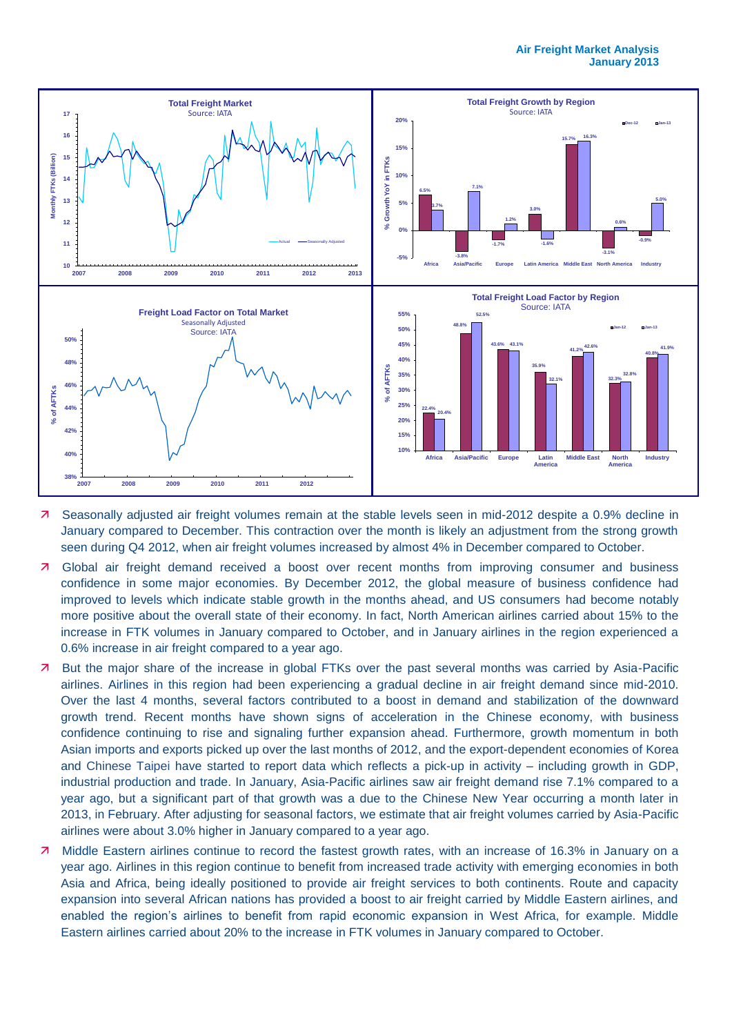**Total Freight Market**
Source: IATA

**Total Freight Growth by Region**
Source: IATA

| Region | Dec-12 | Jan-13 |
|---|---|---|
| Africa | 6.5% | 3.7% |
| Asia/Pacific | -3.8% | 7.1% |
| Europe | -1.7% | 1.2% |
| Latin America | 3.0% | -1.6% |
| Middle East | 15.7% | 16.3% |
| North America | -3.1% | 0.6% |
| Industry | -0.9% | 5.0% |

**Freight Load Factor on Total Market**
Seasonally Adjusted
Source: IATA

**Total Freight Load Factor by Region**
Source: IATA

| Region | Jan-12 | Jan-13 |
|---|---|---|
| Africa | 22.4% | 20.4% |
| Asia/Pacific | 48.8% | 52.5% |
| Europe | 43.6% | 43.1% |
| Latin America | 35.9% | 32.1% |
| Middle East | 41.2% | 42.6% |
| North America | 32.3% | 32.8% |
| Industry | 40.8% | 41.9% |

- Seasonally adjusted air freight volumes remain at the stable levels seen in mid-2012 despite a 0.9% decline in January compared to December. This contraction over the month is likely an adjustment from the strong growth seen during Q4 2012, when air freight volumes increased by almost 4% in December compared to October.
- Global air freight demand received a boost over recent months from improving consumer and business confidence in some major economies. By December 2012, the global measure of business confidence had improved to levels which indicate stable growth in the months ahead, and US consumers had become notably more positive about the overall state of their economy. In fact, North American airlines carried about 15% to the increase in FTK volumes in January compared to October, and in January airlines in the region experienced a 0.6% increase in air freight compared to a year ago.
- But the major share of the increase in global FTKs over the past several months was carried by Asia-Pacific airlines. Airlines in this region had been experiencing a gradual decline in air freight demand since mid-2010. Over the last 4 months, several factors contributed to a boost in demand and stabilization of the downward growth trend. Recent months have shown signs of acceleration in the Chinese economy, with business confidence continuing to rise and signaling further expansion ahead. Furthermore, growth momentum in both Asian imports and exports picked up over the last months of 2012, and the export-dependent economies of Korea and Chinese Taipei have started to report data which reflects a pick-up in activity – including growth in GDP, industrial production and trade. In January, Asia-Pacific airlines saw air freight demand rise 7.1% compared to a year ago, but a significant part of that growth was a due to the Chinese New Year occurring a month later in 2013, in February. After adjusting for seasonal factors, we estimate that air freight volumes carried by Asia-Pacific airlines were about 3.0% higher in January compared to a year ago.
- Middle Eastern airlines continue to record the fastest growth rates, with an increase of 16.3% in January on a year ago. Airlines in this region continue to benefit from increased trade activity with emerging economies in both Asia and Africa, being ideally positioned to provide air freight services to both continents. Route and capacity expansion into several African nations has provided a boost to air freight carried by Middle Eastern airlines, and enabled the region's airlines to benefit from rapid economic expansion in West Africa, for example. Middle Eastern airlines carried about 20% to the increase in FTK volumes in January compared to October.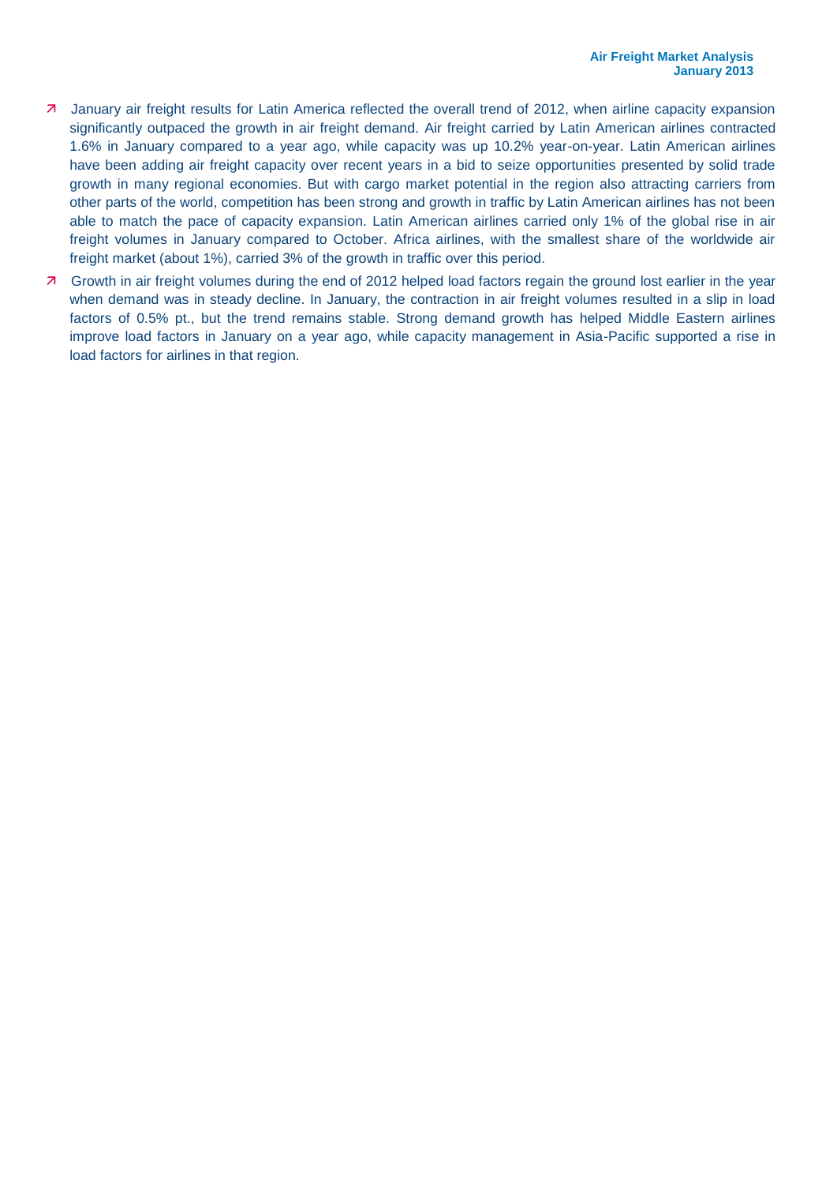- January air freight results for Latin America reflected the overall trend of 2012, when airline capacity expansion significantly outpaced the growth in air freight demand. Air freight carried by Latin American airlines contracted 1.6% in January compared to a year ago, while capacity was up 10.2% year-on-year. Latin American airlines have been adding air freight capacity over recent years in a bid to seize opportunities presented by solid trade growth in many regional economies. But with cargo market potential in the region also attracting carriers from other parts of the world, competition has been strong and growth in traffic by Latin American airlines has not been able to match the pace of capacity expansion. Latin American airlines carried only 1% of the global rise in air freight volumes in January compared to October. Africa airlines, with the smallest share of the worldwide air freight market (about 1%), carried 3% of the growth in traffic over this period.
- Growth in air freight volumes during the end of 2012 helped load factors regain the ground lost earlier in the year when demand was in steady decline. In January, the contraction in air freight volumes resulted in a slip in load factors of 0.5% pt., but the trend remains stable. Strong demand growth has helped Middle Eastern airlines improve load factors in January on a year ago, while capacity management in Asia-Pacific supported a rise in load factors for airlines in that region.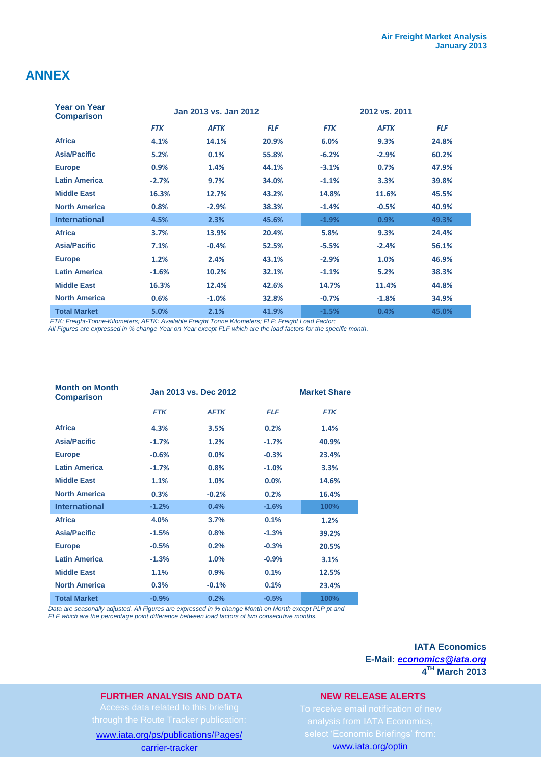## ANNEX

| Year on Year Comparison | Jan 2013 vs. Jan 2012 | | | 2012 vs. 2011 | | |
|---|---|---|---|---|---|---|
| | *FTK* | *AFTK* | *FLF* | *FTK* | *AFTK* | *FLF* |
| **Africa** | 4.1% | 14.1% | 20.9% | 6.0% | 9.3% | 24.8% |
| **Asia/Pacific** | 5.2% | 0.1% | 55.8% | -6.2% | -2.9% | 60.2% |
| **Europe** | 0.9% | 1.4% | 44.1% | -3.1% | 0.7% | 47.9% |
| **Latin America** | -2.7% | 9.7% | 34.0% | -1.1% | 3.3% | 39.8% |
| **Middle East** | 16.3% | 12.7% | 43.2% | 14.8% | 11.6% | 45.5% |
| **North America** | 0.8% | -2.9% | 38.3% | -1.4% | -0.5% | 40.9% |
| **International** | 4.5% | 2.3% | 45.6% | -1.9% | 0.9% | 49.3% |
| **Africa** | 3.7% | 13.9% | 20.4% | 5.8% | 9.3% | 24.4% |
| **Asia/Pacific** | 7.1% | -0.4% | 52.5% | -5.5% | -2.4% | 56.1% |
| **Europe** | 1.2% | 2.4% | 43.1% | -2.9% | 1.0% | 46.9% |
| **Latin America** | -1.6% | 10.2% | 32.1% | -1.1% | 5.2% | 38.3% |
| **Middle East** | 16.3% | 12.4% | 42.6% | 14.7% | 11.4% | 44.8% |
| **North America** | 0.6% | -1.0% | 32.8% | -0.7% | -1.8% | 34.9% |
| **Total Market** | 5.0% | 2.1% | 41.9% | -1.5% | 0.4% | 45.0% |

*FTK: Freight-Tonne-Kilometers; AFTK: Available Freight Tonne Kilometers; FLF: Freight Load Factor;*
*All Figures are expressed in % change Year on Year except FLF which are the load factors for the specific month.*

| Month on Month Comparison | Jan 2013 vs. Dec 2012 | | | Market Share |
|---|---|---|---|---|
| | *FTK* | *AFTK* | *FLF* | *FTK* |
| **Africa** | 4.3% | 3.5% | 0.2% | 1.4% |
| **Asia/Pacific** | -1.7% | 1.2% | -1.7% | 40.9% |
| **Europe** | -0.6% | 0.0% | -0.3% | 23.4% |
| **Latin America** | -1.7% | 0.8% | -1.0% | 3.3% |
| **Middle East** | 1.1% | 1.0% | 0.0% | 14.6% |
| **North America** | 0.3% | -0.2% | 0.2% | 16.4% |
| **International** | -1.2% | 0.4% | -1.6% | 100% |
| **Africa** | 4.0% | 3.7% | 0.1% | 1.2% |
| **Asia/Pacific** | -1.5% | 0.8% | -1.3% | 39.2% |
| **Europe** | -0.5% | 0.2% | -0.3% | 20.5% |
| **Latin America** | -1.3% | 1.0% | -0.9% | 3.1% |
| **Middle East** | 1.1% | 0.9% | 0.1% | 12.5% |
| **North America** | 0.3% | -0.1% | 0.1% | 23.4% |
| **Total Market** | -0.9% | 0.2% | -0.5% | 100% |

*Data are seasonally adjusted. All Figures are expressed in % change Month on Month except PLP pt and FLF which are the percentage point difference between load factors of two consecutive months.*

**IATA Economics**
**E-Mail: *economics@iata.org***
**4TH March 2013**

**FURTHER ANALYSIS AND DATA**

Access data related to this briefing through the Route Tracker publication:

www.iata.org/ps/publications/Pages/carrier-tracker

**NEW RELEASE ALERTS**

To receive email notification of new analysis from IATA Economics, select 'Economic Briefings' from:

www.iata.org/optin